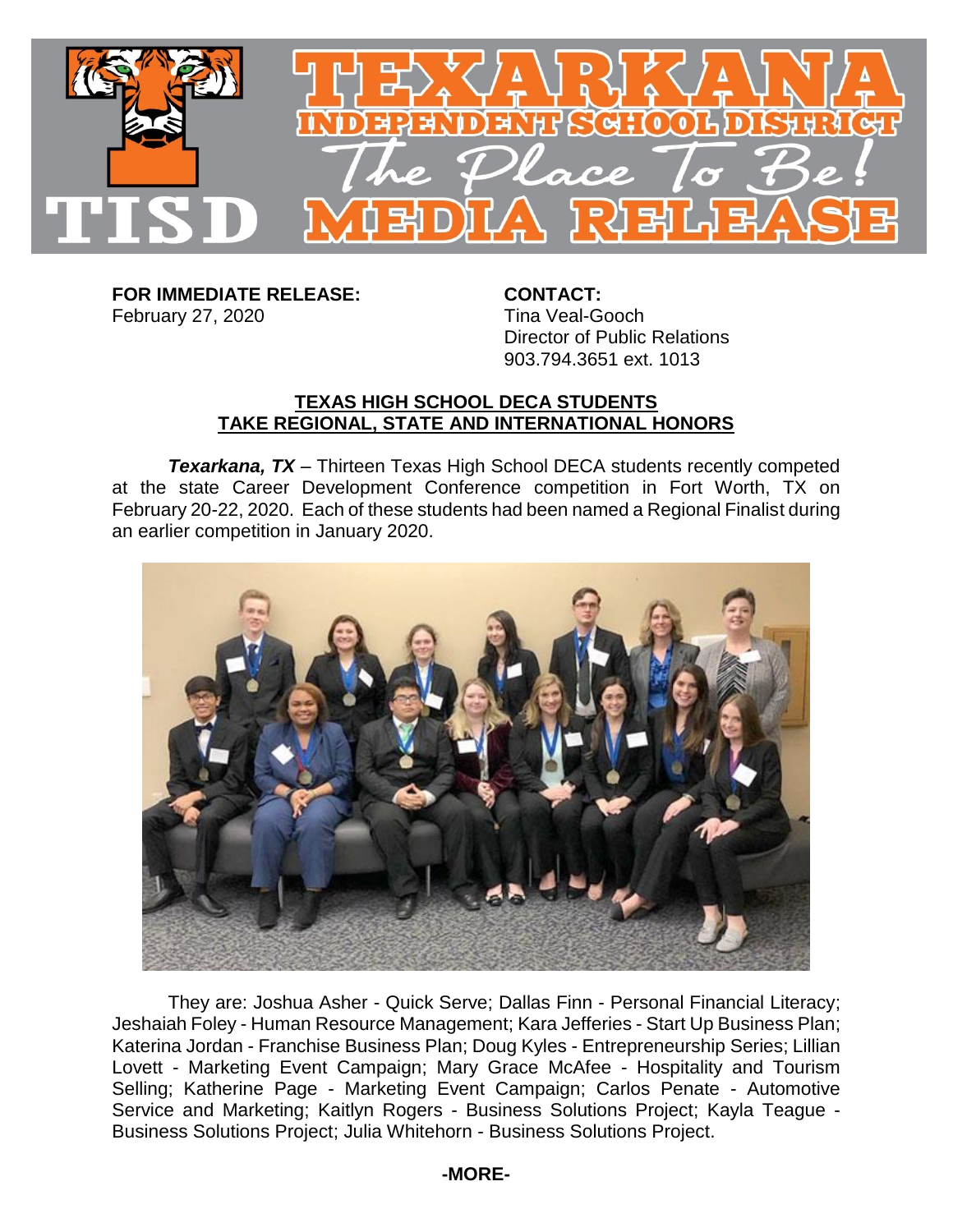# TEXARKANA INDEPENDENT SCHOOL DISTRICT

*The Place To Be!*

## MEDIA RELEASE

**FOR IMMEDIATE RELEASE:**
February 27, 2020

**CONTACT:**
Tina Veal-Gooch
Director of Public Relations
903.794.3651 ext. 1013

## TEXAS HIGH SCHOOL DECA STUDENTS TAKE REGIONAL, STATE AND INTERNATIONAL HONORS

***Texarkana, TX*** – Thirteen Texas High School DECA students recently competed at the state Career Development Conference competition in Fort Worth, TX on February 20-22, 2020. Each of these students had been named a Regional Finalist during an earlier competition in January 2020.

They are: Joshua Asher - Quick Serve; Dallas Finn - Personal Financial Literacy; Jeshaiah Foley - Human Resource Management; Kara Jefferies - Start Up Business Plan; Katerina Jordan - Franchise Business Plan; Doug Kyles - Entrepreneurship Series; Lillian Lovett - Marketing Event Campaign; Mary Grace McAfee - Hospitality and Tourism Selling; Katherine Page - Marketing Event Campaign; Carlos Penate - Automotive Service and Marketing; Kaitlyn Rogers - Business Solutions Project; Kayla Teague - Business Solutions Project; Julia Whitehorn - Business Solutions Project.

**-MORE-**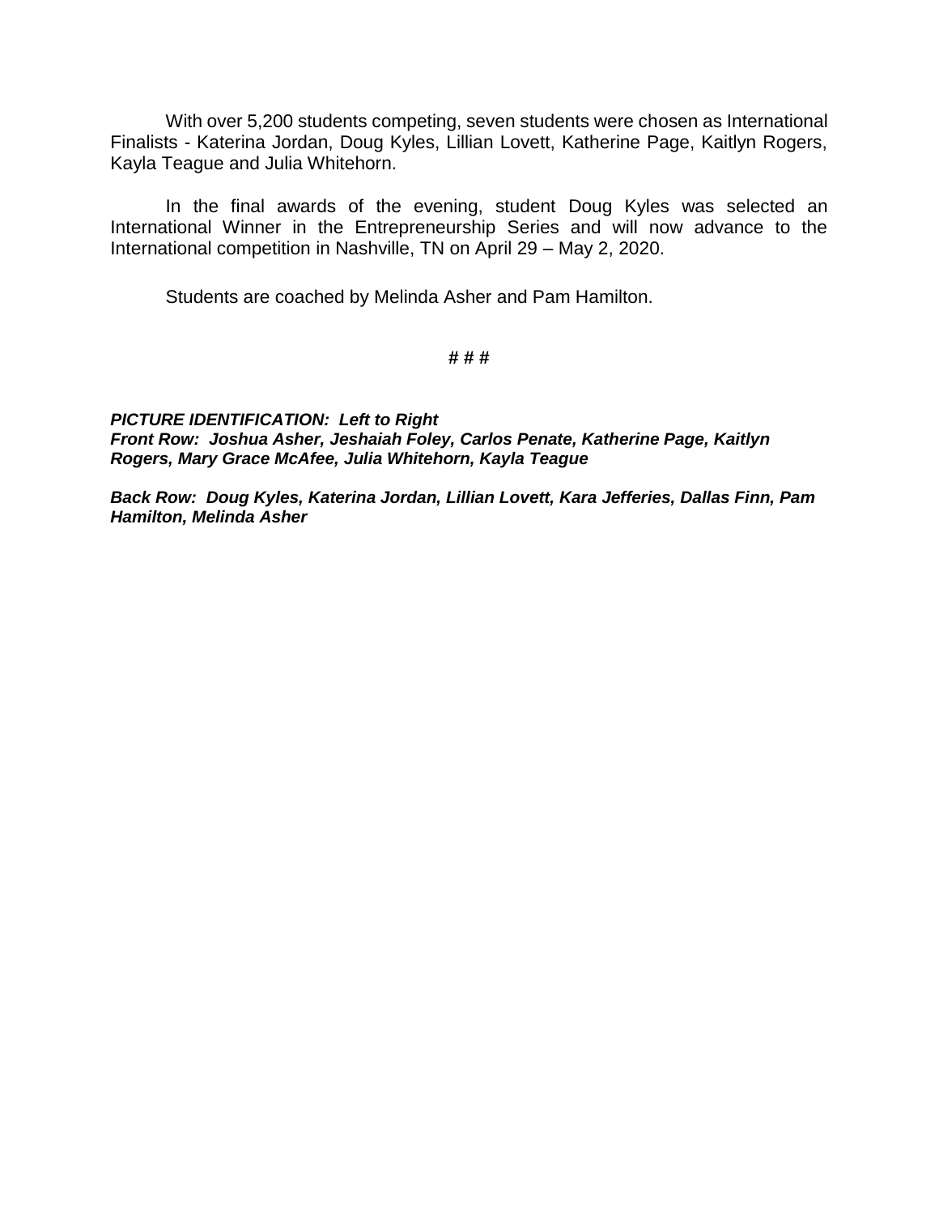With over 5,200 students competing, seven students were chosen as International Finalists - Katerina Jordan, Doug Kyles, Lillian Lovett, Katherine Page, Kaitlyn Rogers, Kayla Teague and Julia Whitehorn.

In the final awards of the evening, student Doug Kyles was selected an International Winner in the Entrepreneurship Series and will now advance to the International competition in Nashville, TN on April 29 – May 2, 2020.

Students are coached by Melinda Asher and Pam Hamilton.

# # #

***PICTURE IDENTIFICATION: Left to Right***
***Front Row: Joshua Asher, Jeshaiah Foley, Carlos Penate, Katherine Page, Kaitlyn Rogers, Mary Grace McAfee, Julia Whitehorn, Kayla Teague***

***Back Row: Doug Kyles, Katerina Jordan, Lillian Lovett, Kara Jefferies, Dallas Finn, Pam Hamilton, Melinda Asher***